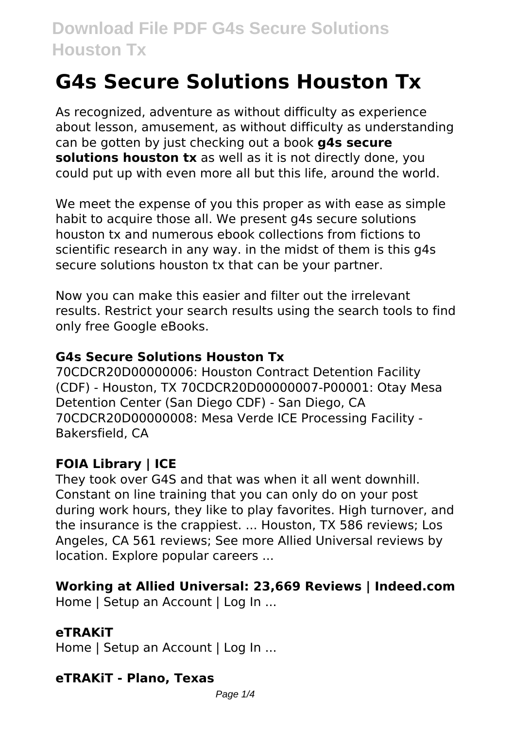# G4s Secure Solutions Houston Tx

As recognized, adventure as without difficulty as experience about lesson, amusement, as without difficulty as understanding can be gotten by just checking out a book **g4s secure solutions houston tx** as well as it is not directly done, you could put up with even more all but this life, around the world.

We meet the expense of you this proper as with ease as simple habit to acquire those all. We present g4s secure solutions houston tx and numerous ebook collections from fictions to scientific research in any way. in the midst of them is this g4s secure solutions houston tx that can be your partner.

Now you can make this easier and filter out the irrelevant results. Restrict your search results using the search tools to find only free Google eBooks.

### G4s Secure Solutions Houston Tx

70CDCR20D00000006: Houston Contract Detention Facility (CDF) - Houston, TX 70CDCR20D00000007-P00001: Otay Mesa Detention Center (San Diego CDF) - San Diego, CA 70CDCR20D00000008: Mesa Verde ICE Processing Facility - Bakersfield, CA

### FOIA Library | ICE

They took over G4S and that was when it all went downhill. Constant on line training that you can only do on your post during work hours, they like to play favorites. High turnover, and the insurance is the crappiest. ... Houston, TX 586 reviews; Los Angeles, CA 561 reviews; See more Allied Universal reviews by location. Explore popular careers ...

### Working at Allied Universal: 23,669 Reviews | Indeed.com

Home | Setup an Account | Log In ...

### eTRAKiT

Home | Setup an Account | Log In ...

### eTRAKiT - Plano, Texas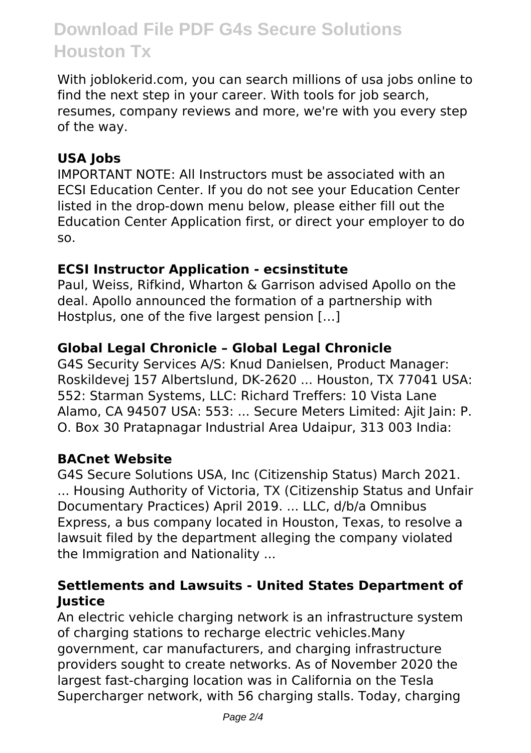With joblokerid.com, you can search millions of usa jobs online to find the next step in your career. With tools for job search, resumes, company reviews and more, we're with you every step of the way.

### USA Jobs

IMPORTANT NOTE: All Instructors must be associated with an ECSI Education Center. If you do not see your Education Center listed in the drop-down menu below, please either fill out the Education Center Application first, or direct your employer to do so.

### ECSI Instructor Application - ecsinstitute

Paul, Weiss, Rifkind, Wharton & Garrison advised Apollo on the deal. Apollo announced the formation of a partnership with Hostplus, one of the five largest pension […]

### Global Legal Chronicle – Global Legal Chronicle

G4S Security Services A/S: Knud Danielsen, Product Manager: Roskildevej 157 Albertslund, DK-2620 ... Houston, TX 77041 USA: 552: Starman Systems, LLC: Richard Treffers: 10 Vista Lane Alamo, CA 94507 USA: 553: ... Secure Meters Limited: Ajit Jain: P. O. Box 30 Pratapnagar Industrial Area Udaipur, 313 003 India:

### BACnet Website

G4S Secure Solutions USA, Inc (Citizenship Status) March 2021. ... Housing Authority of Victoria, TX (Citizenship Status and Unfair Documentary Practices) April 2019. ... LLC, d/b/a Omnibus Express, a bus company located in Houston, Texas, to resolve a lawsuit filed by the department alleging the company violated the Immigration and Nationality ...

### Settlements and Lawsuits - United States Department of Justice

An electric vehicle charging network is an infrastructure system of charging stations to recharge electric vehicles.Many government, car manufacturers, and charging infrastructure providers sought to create networks. As of November 2020 the largest fast-charging location was in California on the Tesla Supercharger network, with 56 charging stalls. Today, charging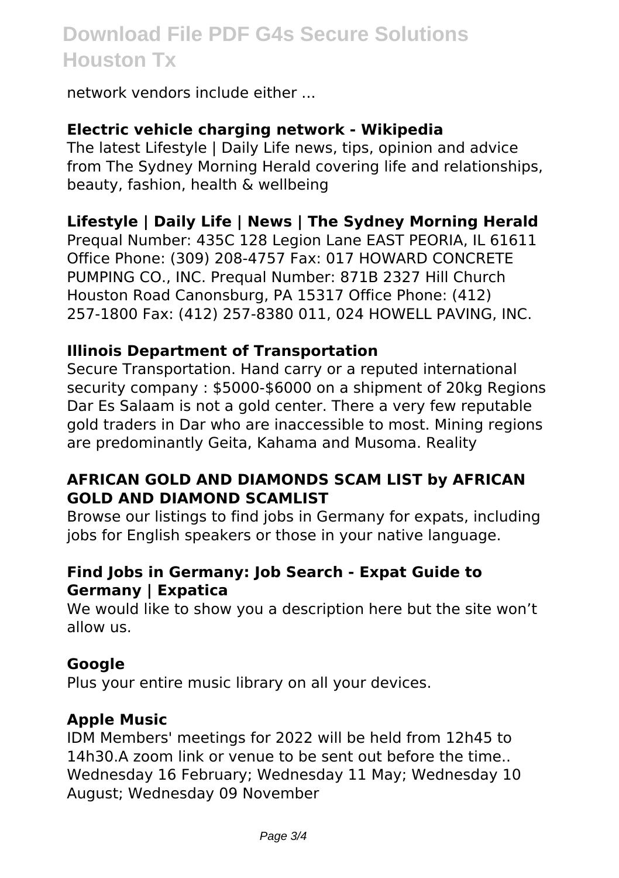network vendors include either ...

### Electric vehicle charging network - Wikipedia

The latest Lifestyle | Daily Life news, tips, opinion and advice from The Sydney Morning Herald covering life and relationships, beauty, fashion, health & wellbeing

### Lifestyle | Daily Life | News | The Sydney Morning Herald

Prequal Number: 435C 128 Legion Lane EAST PEORIA, IL 61611 Office Phone: (309) 208-4757 Fax: 017 HOWARD CONCRETE PUMPING CO., INC. Prequal Number: 871B 2327 Hill Church Houston Road Canonsburg, PA 15317 Office Phone: (412) 257-1800 Fax: (412) 257-8380 011, 024 HOWELL PAVING, INC.

### Illinois Department of Transportation

Secure Transportation. Hand carry or a reputed international security company : $5000-$6000 on a shipment of 20kg Regions Dar Es Salaam is not a gold center. There a very few reputable gold traders in Dar who are inaccessible to most. Mining regions are predominantly Geita, Kahama and Musoma. Reality

### AFRICAN GOLD AND DIAMONDS SCAM LIST by AFRICAN GOLD AND DIAMOND SCAMLIST

Browse our listings to find jobs in Germany for expats, including jobs for English speakers or those in your native language.

### Find Jobs in Germany: Job Search - Expat Guide to Germany | Expatica

We would like to show you a description here but the site won't allow us.

### Google

Plus your entire music library on all your devices.

### Apple Music

IDM Members' meetings for 2022 will be held from 12h45 to 14h30.A zoom link or venue to be sent out before the time.. Wednesday 16 February; Wednesday 11 May; Wednesday 10 August; Wednesday 09 November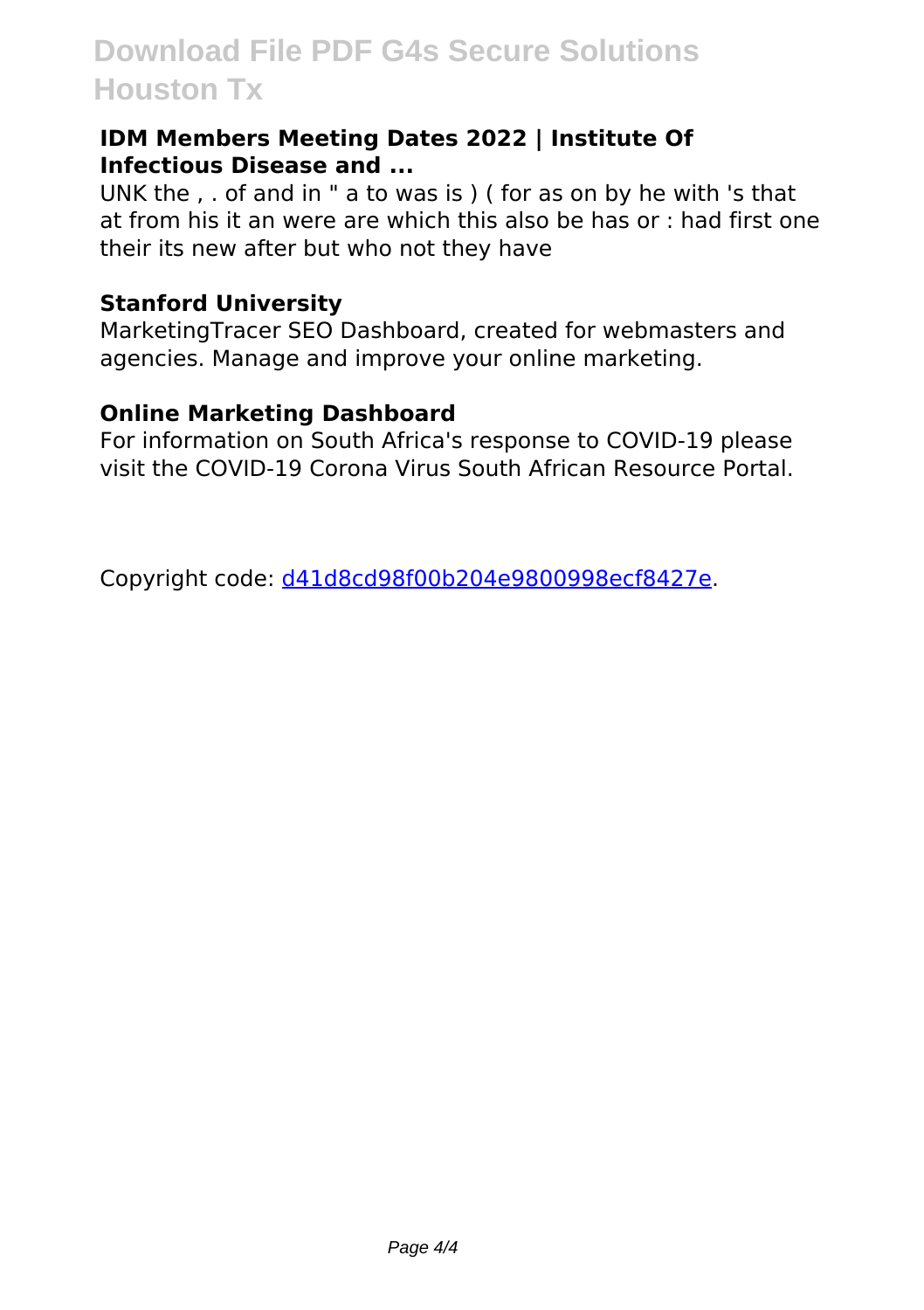**IDM Members Meeting Dates 2022 | Institute Of Infectious Disease and ...**

UNK the , . of and in " a to was is ) ( for as on by he with 's that at from his it an were are which this also be has or : had first one their its new after but who not they have

**Stanford University**

MarketingTracer SEO Dashboard, created for webmasters and agencies. Manage and improve your online marketing.

**Online Marketing Dashboard**

For information on South Africa's response to COVID-19 please visit the COVID-19 Corona Virus South African Resource Portal.

Copyright code: d41d8cd98f00b204e9800998ecf8427e.